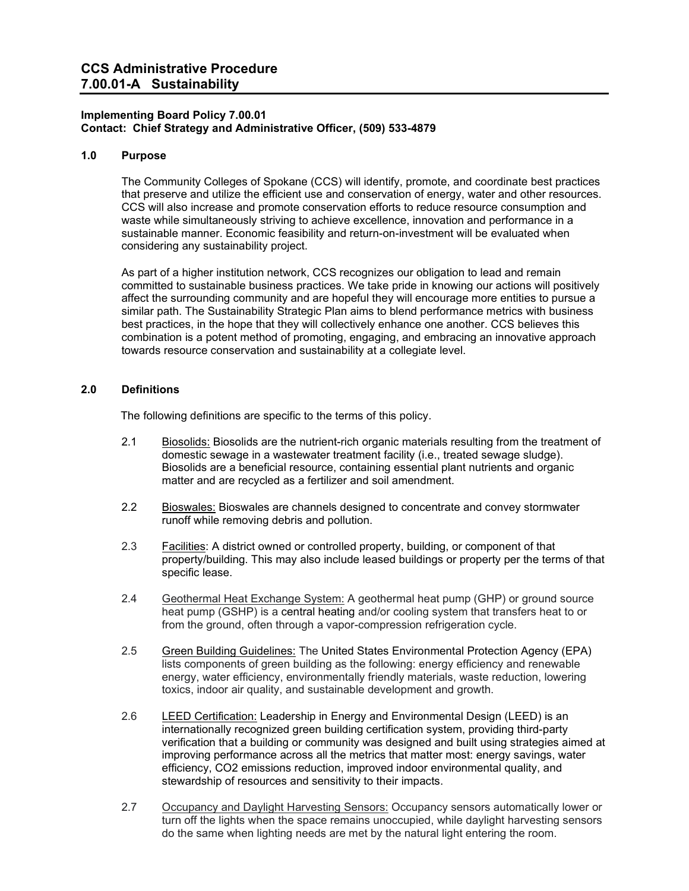# CCS Administrative Procedure 7.00.01-A Sustainability

**Implementing Board Policy 7.00.01**
**Contact: Chief Strategy and Administrative Officer, (509) 533-4879**

## 1.0 Purpose

The Community Colleges of Spokane (CCS) will identify, promote, and coordinate best practices that preserve and utilize the efficient use and conservation of energy, water and other resources. CCS will also increase and promote conservation efforts to reduce resource consumption and waste while simultaneously striving to achieve excellence, innovation and performance in a sustainable manner. Economic feasibility and return-on-investment will be evaluated when considering any sustainability project.

As part of a higher institution network, CCS recognizes our obligation to lead and remain committed to sustainable business practices. We take pride in knowing our actions will positively affect the surrounding community and are hopeful they will encourage more entities to pursue a similar path. The Sustainability Strategic Plan aims to blend performance metrics with business best practices, in the hope that they will collectively enhance one another. CCS believes this combination is a potent method of promoting, engaging, and embracing an innovative approach towards resource conservation and sustainability at a collegiate level.

## 2.0 Definitions

The following definitions are specific to the terms of this policy.

2.1 Biosolids: Biosolids are the nutrient-rich organic materials resulting from the treatment of domestic sewage in a wastewater treatment facility (i.e., treated sewage sludge). Biosolids are a beneficial resource, containing essential plant nutrients and organic matter and are recycled as a fertilizer and soil amendment.

2.2 Bioswales: Bioswales are channels designed to concentrate and convey stormwater runoff while removing debris and pollution.

2.3 Facilities: A district owned or controlled property, building, or component of that property/building. This may also include leased buildings or property per the terms of that specific lease.

2.4 Geothermal Heat Exchange System: A geothermal heat pump (GHP) or ground source heat pump (GSHP) is a central heating and/or cooling system that transfers heat to or from the ground, often through a vapor-compression refrigeration cycle.

2.5 Green Building Guidelines: The United States Environmental Protection Agency (EPA) lists components of green building as the following: energy efficiency and renewable energy, water efficiency, environmentally friendly materials, waste reduction, lowering toxics, indoor air quality, and sustainable development and growth.

2.6 LEED Certification: Leadership in Energy and Environmental Design (LEED) is an internationally recognized green building certification system, providing third-party verification that a building or community was designed and built using strategies aimed at improving performance across all the metrics that matter most: energy savings, water efficiency, $CO_2$ emissions reduction, improved indoor environmental quality, and stewardship of resources and sensitivity to their impacts.

2.7 Occupancy and Daylight Harvesting Sensors: Occupancy sensors automatically lower or turn off the lights when the space remains unoccupied, while daylight harvesting sensors do the same when lighting needs are met by the natural light entering the room.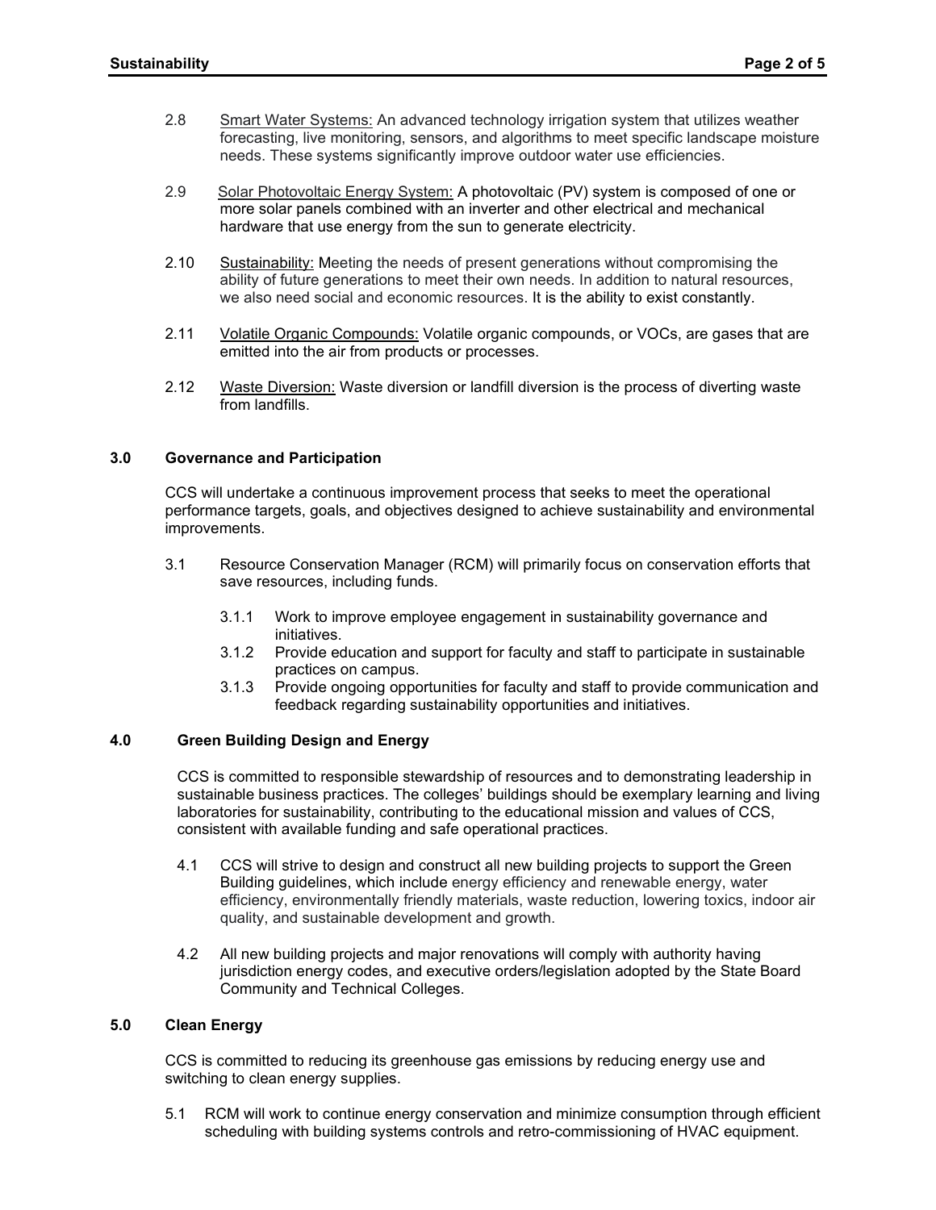2.8 Smart Water Systems: An advanced technology irrigation system that utilizes weather forecasting, live monitoring, sensors, and algorithms to meet specific landscape moisture needs. These systems significantly improve outdoor water use efficiencies.

2.9 Solar Photovoltaic Energy System: A photovoltaic (PV) system is composed of one or more solar panels combined with an inverter and other electrical and mechanical hardware that use energy from the sun to generate electricity.

2.10 Sustainability: Meeting the needs of present generations without compromising the ability of future generations to meet their own needs. In addition to natural resources, we also need social and economic resources. It is the ability to exist constantly.

2.11 Volatile Organic Compounds: Volatile organic compounds, or VOCs, are gases that are emitted into the air from products or processes.

2.12 Waste Diversion: Waste diversion or landfill diversion is the process of diverting waste from landfills.

## 3.0 Governance and Participation

CCS will undertake a continuous improvement process that seeks to meet the operational performance targets, goals, and objectives designed to achieve sustainability and environmental improvements.

3.1 Resource Conservation Manager (RCM) will primarily focus on conservation efforts that save resources, including funds.

- 3.1.1 Work to improve employee engagement in sustainability governance and initiatives.
- 3.1.2 Provide education and support for faculty and staff to participate in sustainable practices on campus.
- 3.1.3 Provide ongoing opportunities for faculty and staff to provide communication and feedback regarding sustainability opportunities and initiatives.

## 4.0 Green Building Design and Energy

CCS is committed to responsible stewardship of resources and to demonstrating leadership in sustainable business practices. The colleges' buildings should be exemplary learning and living laboratories for sustainability, contributing to the educational mission and values of CCS, consistent with available funding and safe operational practices.

4.1 CCS will strive to design and construct all new building projects to support the Green Building guidelines, which include energy efficiency and renewable energy, water efficiency, environmentally friendly materials, waste reduction, lowering toxics, indoor air quality, and sustainable development and growth.

4.2 All new building projects and major renovations will comply with authority having jurisdiction energy codes, and executive orders/legislation adopted by the State Board Community and Technical Colleges.

## 5.0 Clean Energy

CCS is committed to reducing its greenhouse gas emissions by reducing energy use and switching to clean energy supplies.

5.1 RCM will work to continue energy conservation and minimize consumption through efficient scheduling with building systems controls and retro-commissioning of HVAC equipment.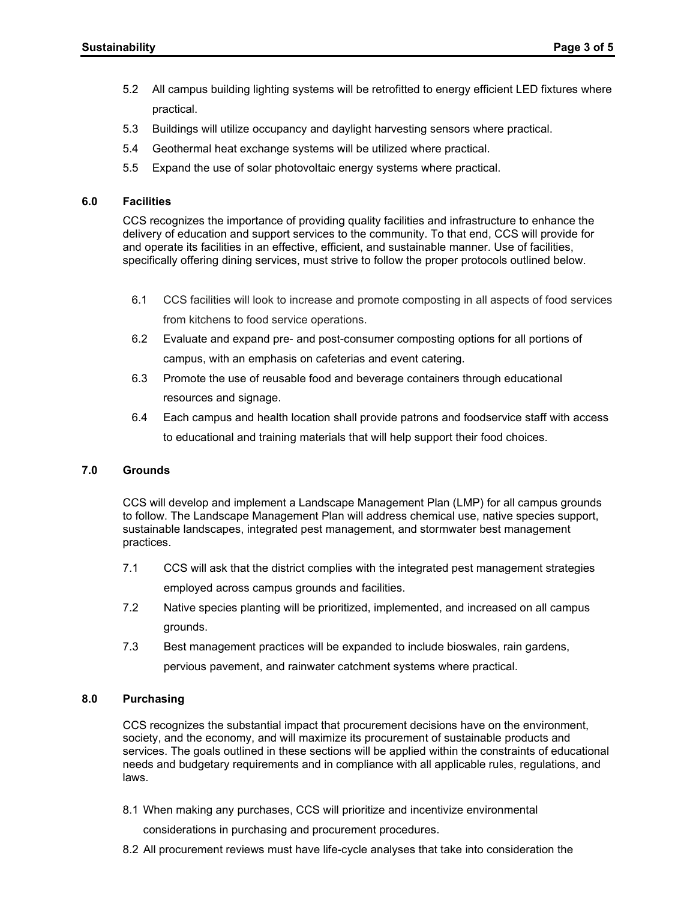5.2 All campus building lighting systems will be retrofitted to energy efficient LED fixtures where practical.

5.3 Buildings will utilize occupancy and daylight harvesting sensors where practical.

5.4 Geothermal heat exchange systems will be utilized where practical.

5.5 Expand the use of solar photovoltaic energy systems where practical.

## 6.0 Facilities

CCS recognizes the importance of providing quality facilities and infrastructure to enhance the delivery of education and support services to the community. To that end, CCS will provide for and operate its facilities in an effective, efficient, and sustainable manner. Use of facilities, specifically offering dining services, must strive to follow the proper protocols outlined below.

6.1 CCS facilities will look to increase and promote composting in all aspects of food services from kitchens to food service operations.

6.2 Evaluate and expand pre- and post-consumer composting options for all portions of campus, with an emphasis on cafeterias and event catering.

6.3 Promote the use of reusable food and beverage containers through educational resources and signage.

6.4 Each campus and health location shall provide patrons and foodservice staff with access to educational and training materials that will help support their food choices.

## 7.0 Grounds

CCS will develop and implement a Landscape Management Plan (LMP) for all campus grounds to follow. The Landscape Management Plan will address chemical use, native species support, sustainable landscapes, integrated pest management, and stormwater best management practices.

7.1 CCS will ask that the district complies with the integrated pest management strategies employed across campus grounds and facilities.

7.2 Native species planting will be prioritized, implemented, and increased on all campus grounds.

7.3 Best management practices will be expanded to include bioswales, rain gardens, pervious pavement, and rainwater catchment systems where practical.

## 8.0 Purchasing

CCS recognizes the substantial impact that procurement decisions have on the environment, society, and the economy, and will maximize its procurement of sustainable products and services. The goals outlined in these sections will be applied within the constraints of educational needs and budgetary requirements and in compliance with all applicable rules, regulations, and laws.

8.1 When making any purchases, CCS will prioritize and incentivize environmental considerations in purchasing and procurement procedures.

8.2 All procurement reviews must have life-cycle analyses that take into consideration the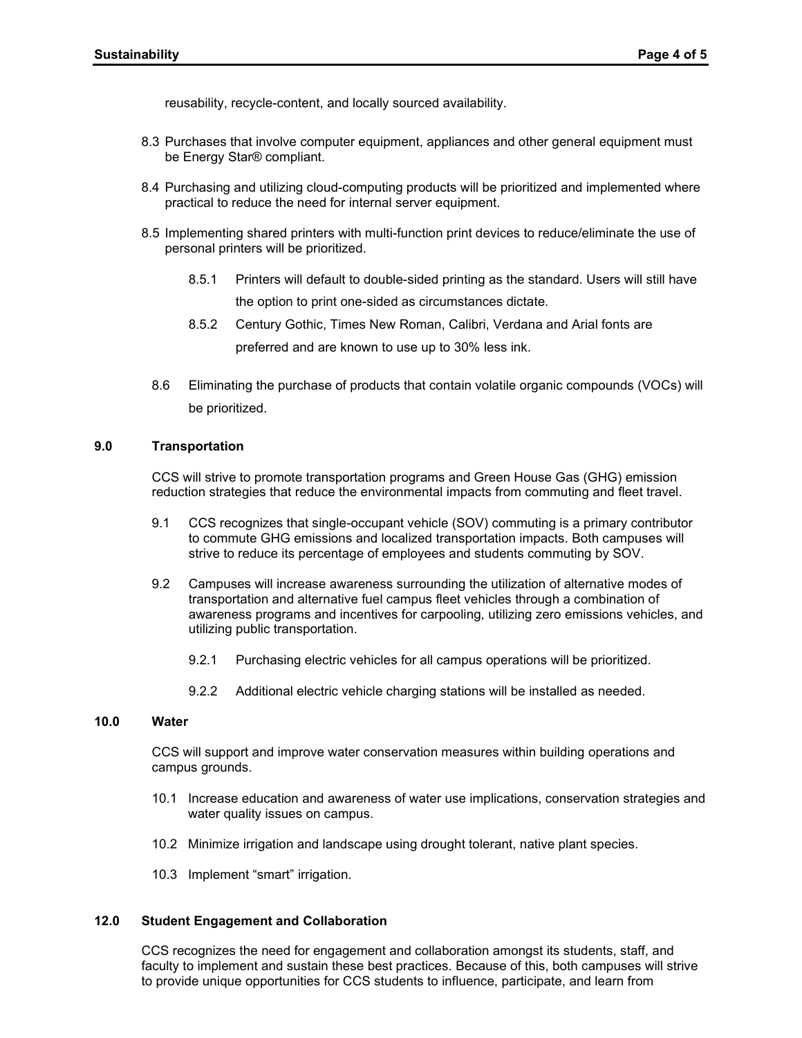reusability, recycle-content, and locally sourced availability.

8.3 Purchases that involve computer equipment, appliances and other general equipment must be Energy Star® compliant.

8.4 Purchasing and utilizing cloud-computing products will be prioritized and implemented where practical to reduce the need for internal server equipment.

8.5 Implementing shared printers with multi-function print devices to reduce/eliminate the use of personal printers will be prioritized.

8.5.1 Printers will default to double-sided printing as the standard. Users will still have the option to print one-sided as circumstances dictate.

8.5.2 Century Gothic, Times New Roman, Calibri, Verdana and Arial fonts are preferred and are known to use up to 30% less ink.

8.6 Eliminating the purchase of products that contain volatile organic compounds (VOCs) will be prioritized.

## 9.0 Transportation

CCS will strive to promote transportation programs and Green House Gas (GHG) emission reduction strategies that reduce the environmental impacts from commuting and fleet travel.

9.1 CCS recognizes that single-occupant vehicle (SOV) commuting is a primary contributor to commute GHG emissions and localized transportation impacts. Both campuses will strive to reduce its percentage of employees and students commuting by SOV.

9.2 Campuses will increase awareness surrounding the utilization of alternative modes of transportation and alternative fuel campus fleet vehicles through a combination of awareness programs and incentives for carpooling, utilizing zero emissions vehicles, and utilizing public transportation.

9.2.1 Purchasing electric vehicles for all campus operations will be prioritized.

9.2.2 Additional electric vehicle charging stations will be installed as needed.

## 10.0 Water

CCS will support and improve water conservation measures within building operations and campus grounds.

10.1 Increase education and awareness of water use implications, conservation strategies and water quality issues on campus.

10.2 Minimize irrigation and landscape using drought tolerant, native plant species.

10.3 Implement "smart" irrigation.

## 12.0 Student Engagement and Collaboration

CCS recognizes the need for engagement and collaboration amongst its students, staff, and faculty to implement and sustain these best practices. Because of this, both campuses will strive to provide unique opportunities for CCS students to influence, participate, and learn from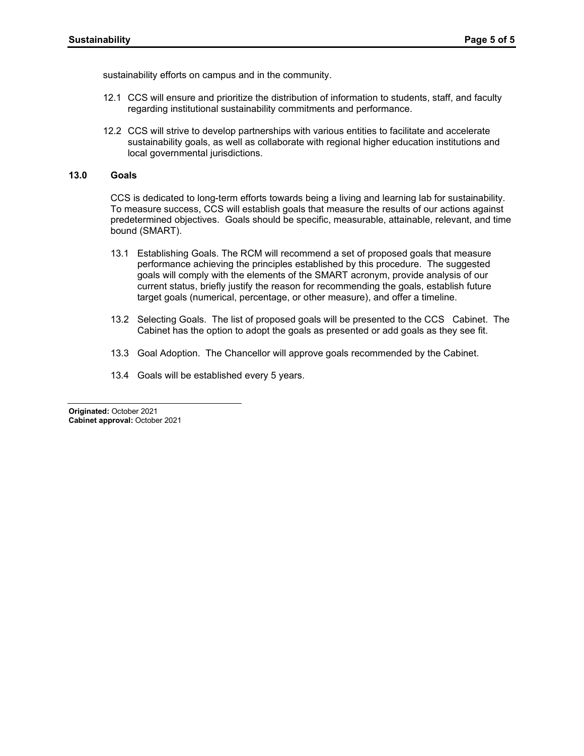sustainability efforts on campus and in the community.

12.1 CCS will ensure and prioritize the distribution of information to students, staff, and faculty regarding institutional sustainability commitments and performance.

12.2 CCS will strive to develop partnerships with various entities to facilitate and accelerate sustainability goals, as well as collaborate with regional higher education institutions and local governmental jurisdictions.

## 13.0 Goals

CCS is dedicated to long-term efforts towards being a living and learning lab for sustainability. To measure success, CCS will establish goals that measure the results of our actions against predetermined objectives. Goals should be specific, measurable, attainable, relevant, and time bound (SMART).

13.1 Establishing Goals. The RCM will recommend a set of proposed goals that measure performance achieving the principles established by this procedure. The suggested goals will comply with the elements of the SMART acronym, provide analysis of our current status, briefly justify the reason for recommending the goals, establish future target goals (numerical, percentage, or other measure), and offer a timeline.

13.2 Selecting Goals. The list of proposed goals will be presented to the CCS Cabinet. The Cabinet has the option to adopt the goals as presented or add goals as they see fit.

13.3 Goal Adoption. The Chancellor will approve goals recommended by the Cabinet.

13.4 Goals will be established every 5 years.

---

**Originated:** October 2021
**Cabinet approval:** October 2021